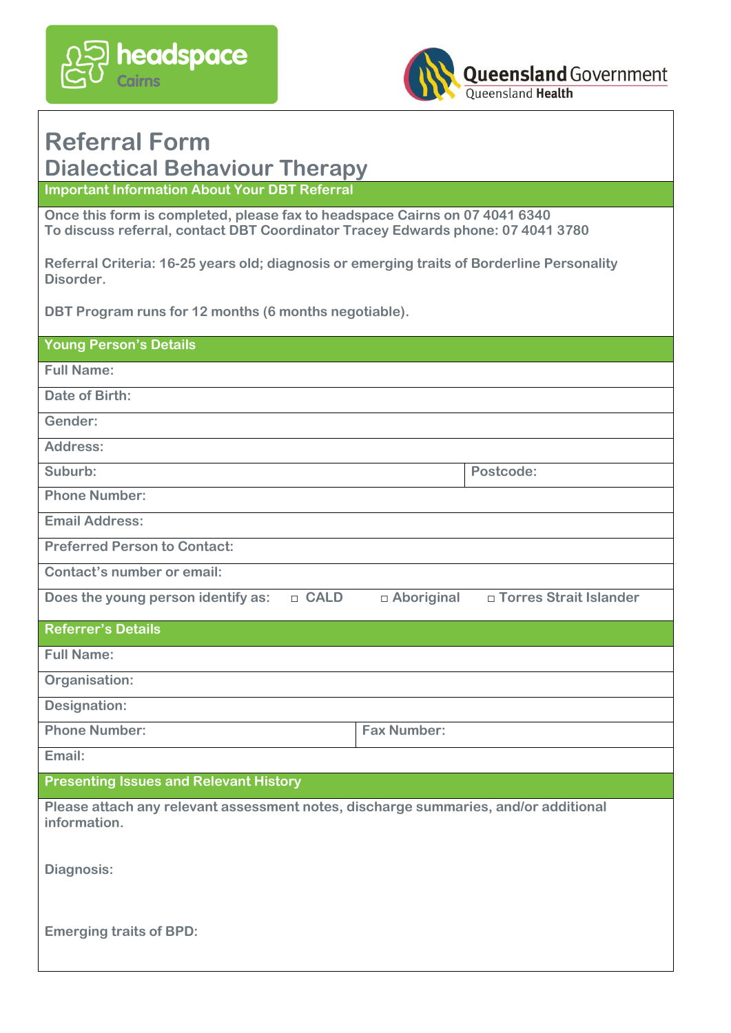headspace Cairns

Queensland Government
Queensland Health

# Referral Form
## Dialectical Behaviour Therapy

### Important Information About Your DBT Referral

**Once this form is completed, please fax to headspace Cairns on 07 4041 6340**
**To discuss referral, contact DBT Coordinator Tracey Edwards phone: 07 4041 3780**

**Referral Criteria: 16-25 years old; diagnosis or emerging traits of Borderline Personality Disorder.**

**DBT Program runs for 12 months (6 months negotiable).**

### Young Person's Details

| | |
|---|---|
| **Full Name:** | |
| **Date of Birth:** | |
| **Gender:** | |
| **Address:** | |
| **Suburb:** | **Postcode:** |
| **Phone Number:** | |
| **Email Address:** | |
| **Preferred Person to Contact:** | |
| **Contact's number or email:** | |

**Does the young person identify as:** ☐ CALD ☐ Aboriginal ☐ Torres Strait Islander

### Referrer's Details

| | |
|---|---|
| **Full Name:** | |
| **Organisation:** | |
| **Designation:** | |
| **Phone Number:** | **Fax Number:** |
| **Email:** | |

### Presenting Issues and Relevant History

**Please attach any relevant assessment notes, discharge summaries, and/or additional information.**

**Diagnosis:**

**Emerging traits of BPD:**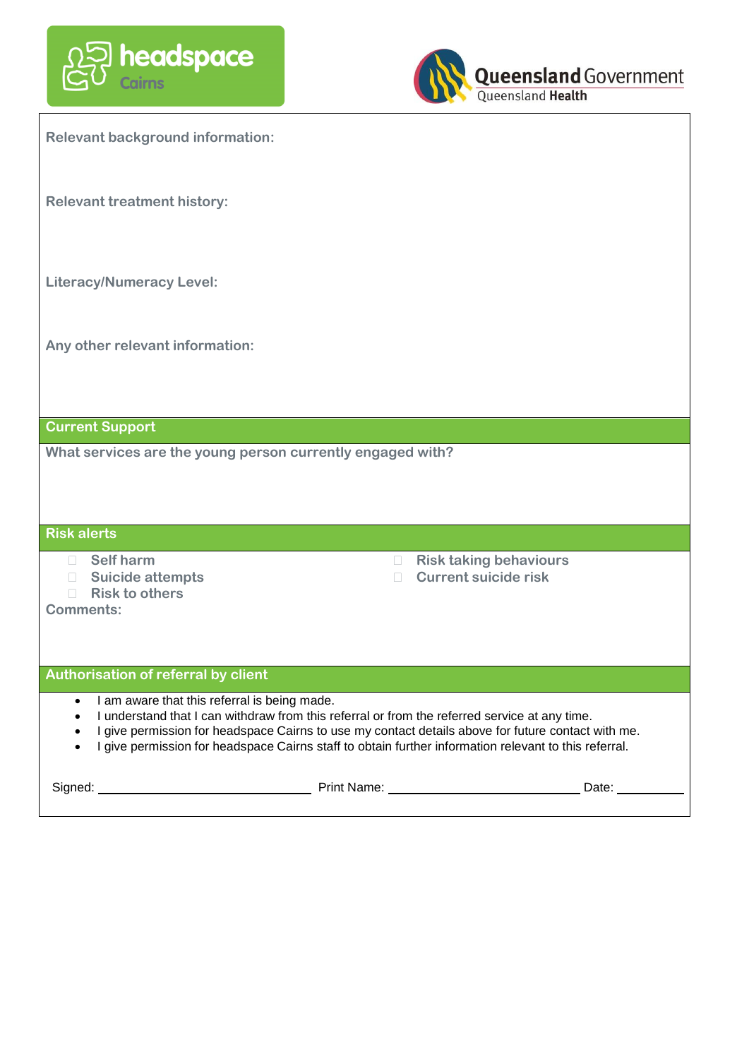headspace Cairns

Queensland Government
Queensland Health

**Relevant background information:**

**Relevant treatment history:**

**Literacy/Numeracy Level:**

**Any other relevant information:**

## Current Support

**What services are the young person currently engaged with?**

## Risk alerts

- ☐ Self harm
- ☐ Suicide attempts
- ☐ Risk to others
- ☐ Risk taking behaviours
- ☐ Current suicide risk

**Comments:**

## Authorisation of referral by client

- I am aware that this referral is being made.
- I understand that I can withdraw from this referral or from the referred service at any time.
- I give permission for headspace Cairns to use my contact details above for future contact with me.
- I give permission for headspace Cairns staff to obtain further information relevant to this referral.

Signed: ______________________________ Print Name: ___________________________ Date: __________